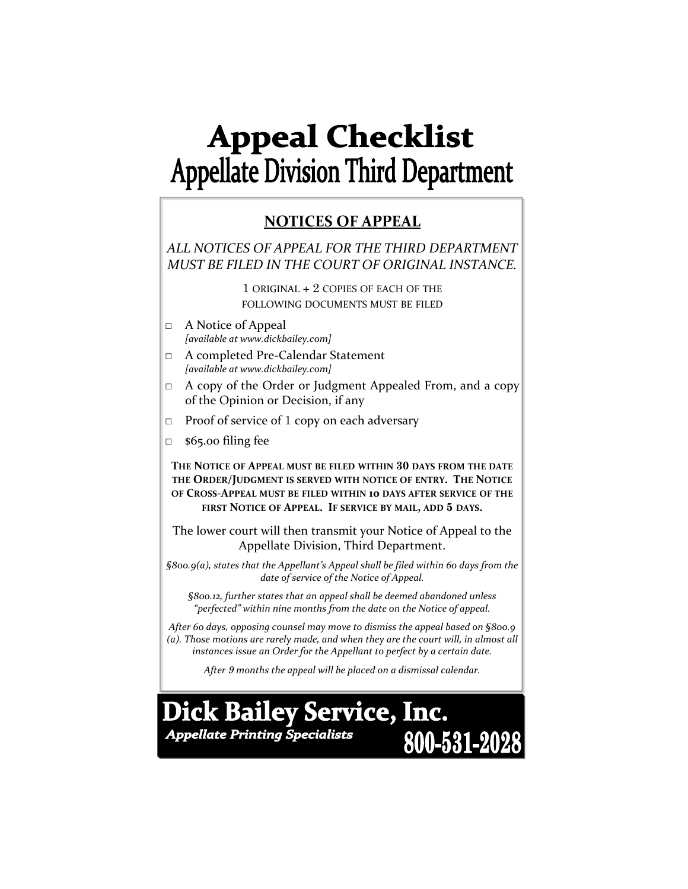# Appeal Checklist
## Appellate Division Third Department

### NOTICES OF APPEAL

*ALL NOTICES OF APPEAL FOR THE THIRD DEPARTMENT MUST BE FILED IN THE COURT OF ORIGINAL INSTANCE.*

1 ORIGINAL + 2 COPIES OF EACH OF THE FOLLOWING DOCUMENTS MUST BE FILED

- □ A Notice of Appeal  
  *[available at www.dickbailey.com]*
- □ A completed Pre-Calendar Statement  
  *[available at www.dickbailey.com]*
- □ A copy of the Order or Judgment Appealed From, and a copy of the Opinion or Decision, if any
- □ Proof of service of 1 copy on each adversary
- □ $65.00 filing fee

**THE NOTICE OF APPEAL MUST BE FILED WITHIN 30 DAYS FROM THE DATE THE ORDER/JUDGMENT IS SERVED WITH NOTICE OF ENTRY. THE NOTICE OF CROSS-APPEAL MUST BE FILED WITHIN 10 DAYS AFTER SERVICE OF THE FIRST NOTICE OF APPEAL. IF SERVICE BY MAIL, ADD 5 DAYS.**

The lower court will then transmit your Notice of Appeal to the Appellate Division, Third Department.

*§800.9(a), states that the Appellant's Appeal shall be filed within 60 days from the date of service of the Notice of Appeal.*

*§800.12, further states that an appeal shall be deemed abandoned unless "perfected" within nine months from the date on the Notice of appeal.*

*After 60 days, opposing counsel may move to dismiss the appeal based on §800.9 (a). Those motions are rarely made, and when they are the court will, in almost all instances issue an Order for the Appellant to perfect by a certain date.*

*After 9 months the appeal will be placed on a dismissal calendar.*

**Dick Bailey Service, Inc.**
***Appellate Printing Specialists*** **800-531-2028**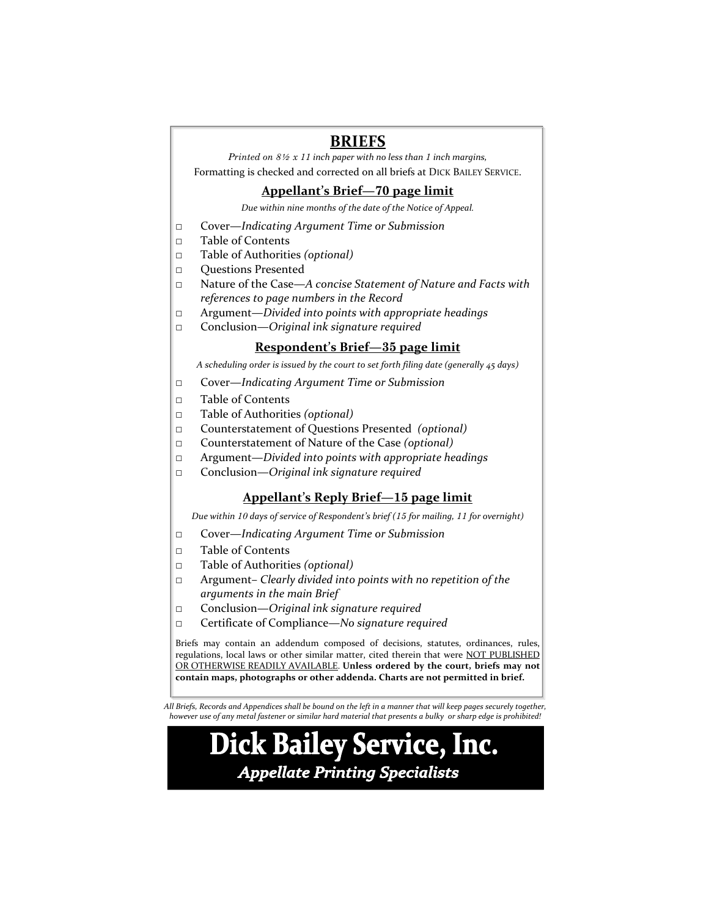# BRIEFS

*Printed on 8½ x 11 inch paper with no less than 1 inch margins,*

Formatting is checked and corrected on all briefs at DICK BAILEY SERVICE.

## Appellant's Brief—70 page limit

*Due within nine months of the date of the Notice of Appeal.*

- □ Cover—*Indicating Argument Time or Submission*
- □ Table of Contents
- □ Table of Authorities *(optional)*
- □ Questions Presented
- □ Nature of the Case—*A concise Statement of Nature and Facts with references to page numbers in the Record*
- □ Argument—*Divided into points with appropriate headings*
- □ Conclusion—*Original ink signature required*

## Respondent's Brief—35 page limit

*A scheduling order is issued by the court to set forth filing date (generally 45 days)*

- □ Cover—*Indicating Argument Time or Submission*
- □ Table of Contents
- □ Table of Authorities *(optional)*
- □ Counterstatement of Questions Presented *(optional)*
- □ Counterstatement of Nature of the Case *(optional)*
- □ Argument—*Divided into points with appropriate headings*
- □ Conclusion—*Original ink signature required*

## Appellant's Reply Brief—15 page limit

*Due within 10 days of service of Respondent's brief (15 for mailing, 11 for overnight)*

- □ Cover—*Indicating Argument Time or Submission*
- □ Table of Contents
- □ Table of Authorities *(optional)*
- □ Argument– *Clearly divided into points with no repetition of the arguments in the main Brief*
- □ Conclusion—*Original ink signature required*
- □ Certificate of Compliance—*No signature required*

Briefs may contain an addendum composed of decisions, statutes, ordinances, rules, regulations, local laws or other similar matter, cited therein that were NOT PUBLISHED OR OTHERWISE READILY AVAILABLE. **Unless ordered by the court, briefs may not contain maps, photographs or other addenda. Charts are not permitted in brief.**

*All Briefs, Records and Appendices shall be bound on the left in a manner that will keep pages securely together, however use of any metal fastener or similar hard material that presents a bulky or sharp edge is prohibited!*

**Dick Bailey Service, Inc.**

***Appellate Printing Specialists***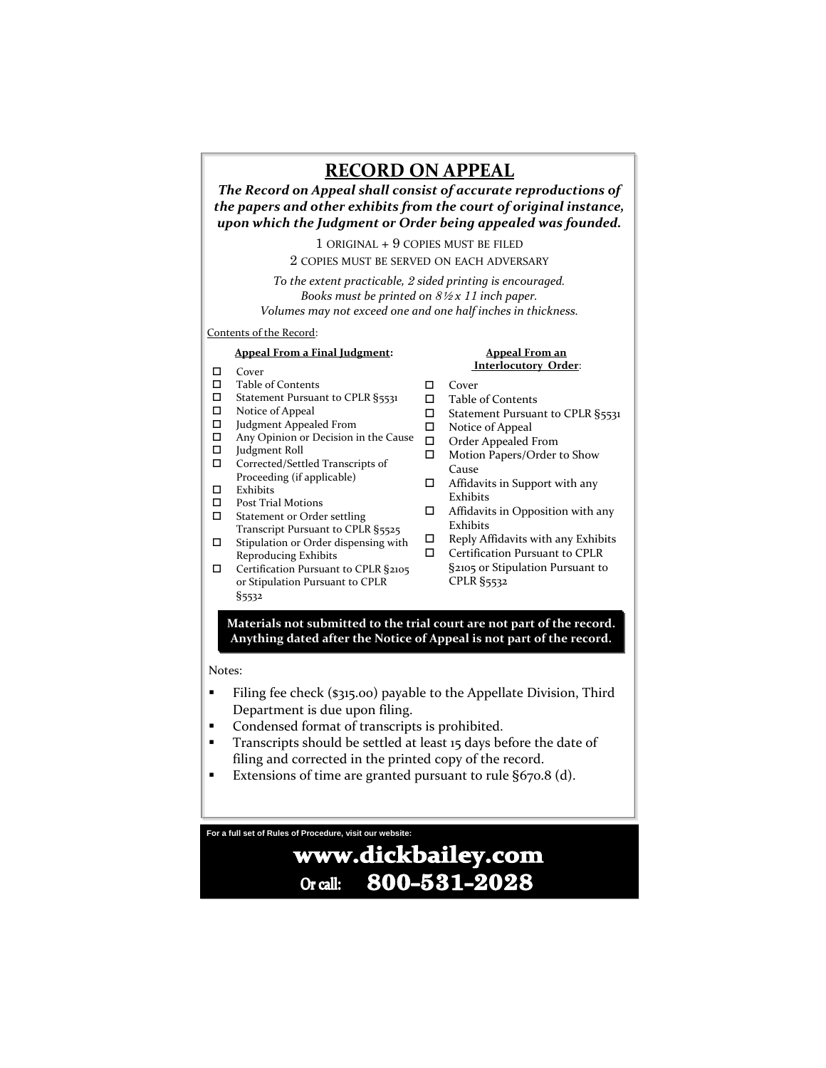# RECORD ON APPEAL

***The Record on Appeal shall consist of accurate reproductions of the papers and other exhibits from the court of original instance, upon which the Judgment or Order being appealed was founded.***

1 ORIGINAL + 9 COPIES MUST BE FILED

2 COPIES MUST BE SERVED ON EACH ADVERSARY

*To the extent practicable, 2 sided printing is encouraged.*
*Books must be printed on 8½ x 11 inch paper.*
*Volumes may not exceed one and one half inches in thickness.*

Contents of the Record:

**Appeal From a Final Judgment:**

- ☐ Cover
- ☐ Table of Contents
- ☐ Statement Pursuant to CPLR §5531
- ☐ Notice of Appeal
- ☐ Judgment Appealed From
- ☐ Any Opinion or Decision in the Cause
- ☐ Judgment Roll
- ☐ Corrected/Settled Transcripts of Proceeding (if applicable)
- ☐ Exhibits
- ☐ Post Trial Motions
- ☐ Statement or Order settling Transcript Pursuant to CPLR §5525
- ☐ Stipulation or Order dispensing with Reproducing Exhibits
- ☐ Certification Pursuant to CPLR §2105 or Stipulation Pursuant to CPLR §5532

**Appeal From an Interlocutory Order:**

- ☐ Cover
- ☐ Table of Contents
- ☐ Statement Pursuant to CPLR §5531
- ☐ Notice of Appeal
- ☐ Order Appealed From
- ☐ Motion Papers/Order to Show Cause
- ☐ Affidavits in Support with any Exhibits
- ☐ Affidavits in Opposition with any Exhibits
- ☐ Reply Affidavits with any Exhibits
- ☐ Certification Pursuant to CPLR §2105 or Stipulation Pursuant to CPLR §5532

**Materials not submitted to the trial court are not part of the record. Anything dated after the Notice of Appeal is not part of the record.**

Notes:

- Filing fee check ($315.00) payable to the Appellate Division, Third Department is due upon filing.
- Condensed format of transcripts is prohibited.
- Transcripts should be settled at least 15 days before the date of filing and corrected in the printed copy of the record.
- Extensions of time are granted pursuant to rule §670.8 (d).

For a full set of Rules of Procedure, visit our website:

**www.dickbailey.com**

**Or call: 800-531-2028**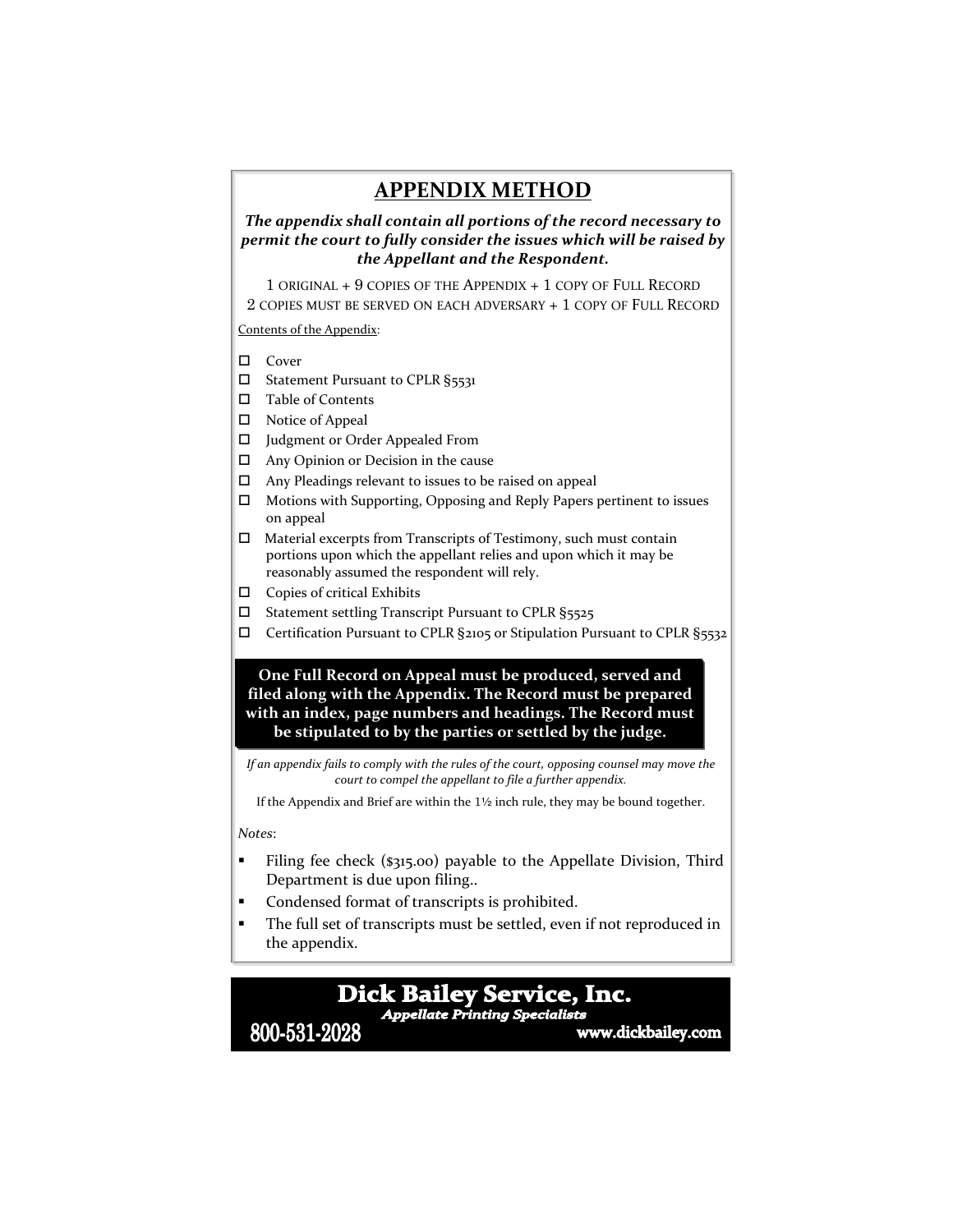## APPENDIX METHOD

***The appendix shall contain all portions of the record necessary to permit the court to fully consider the issues which will be raised by the Appellant and the Respondent.***

1 ORIGINAL + 9 COPIES OF THE APPENDIX + 1 COPY OF FULL RECORD

2 COPIES MUST BE SERVED ON EACH ADVERSARY + 1 COPY OF FULL RECORD

Contents of the Appendix:

- ☐ Cover
- ☐ Statement Pursuant to CPLR §5531
- ☐ Table of Contents
- ☐ Notice of Appeal
- ☐ Judgment or Order Appealed From
- ☐ Any Opinion or Decision in the cause
- ☐ Any Pleadings relevant to issues to be raised on appeal
- ☐ Motions with Supporting, Opposing and Reply Papers pertinent to issues on appeal
- ☐ Material excerpts from Transcripts of Testimony, such must contain portions upon which the appellant relies and upon which it may be reasonably assumed the respondent will rely.
- ☐ Copies of critical Exhibits
- ☐ Statement settling Transcript Pursuant to CPLR §5525
- ☐ Certification Pursuant to CPLR §2105 or Stipulation Pursuant to CPLR §5532

**One Full Record on Appeal must be produced, served and filed along with the Appendix. The Record must be prepared with an index, page numbers and headings. The Record must be stipulated to by the parties or settled by the judge.**

*If an appendix fails to comply with the rules of the court, opposing counsel may move the court to compel the appellant to file a further appendix.*

If the Appendix and Brief are within the 1½ inch rule, they may be bound together.

*Notes*:

- Filing fee check ($315.00) payable to the Appellate Division, Third Department is due upon filing..
- Condensed format of transcripts is prohibited.
- The full set of transcripts must be settled, even if not reproduced in the appendix.

**Dick Bailey Service, Inc.**
***Appellate Printing Specialists***
800-531-2028 www.dickbailey.com